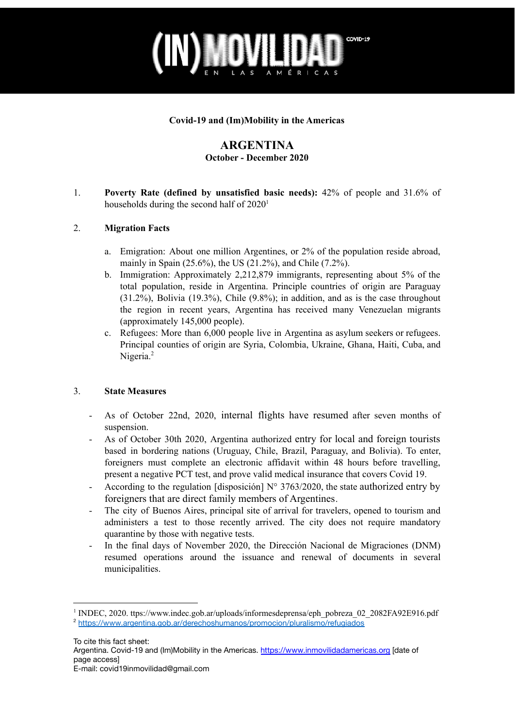**Covid-19 and (Im)Mobility in the Americas**

# ARGENTINA

**October - December 2020**

1. **Poverty Rate (defined by unsatisfied basic needs):** 42% of people and 31.6% of households during the second half of 2020[1]

2. **Migration Facts**

   a. Emigration: About one million Argentines, or 2% of the population reside abroad, mainly in Spain (25.6%), the US (21.2%), and Chile (7.2%).

   b. Immigration: Approximately 2,212,879 immigrants, representing about 5% of the total population, reside in Argentina. Principle countries of origin are Paraguay (31.2%), Bolivia (19.3%), Chile (9.8%); in addition, and as is the case throughout the region in recent years, Argentina has received many Venezuelan migrants (approximately 145,000 people).

   c. Refugees: More than 6,000 people live in Argentina as asylum seekers or refugees. Principal counties of origin are Syria, Colombia, Ukraine, Ghana, Haiti, Cuba, and Nigeria.[2]

3. **State Measures**

   - As of October 22nd, 2020, internal flights have resumed after seven months of suspension.
   - As of October 30th 2020, Argentina authorized entry for local and foreign tourists based in bordering nations (Uruguay, Chile, Brazil, Paraguay, and Bolivia). To enter, foreigners must complete an electronic affidavit within 48 hours before travelling, present a negative PCT test, and prove valid medical insurance that covers Covid 19.
   - According to the regulation [disposición] N° 3763/2020, the state authorized entry by foreigners that are direct family members of Argentines.
   - The city of Buenos Aires, principal site of arrival for travelers, opened to tourism and administers a test to those recently arrived. The city does not require mandatory quarantine by those with negative tests.
   - In the final days of November 2020, the Dirección Nacional de Migraciones (DNM) resumed operations around the issuance and renewal of documents in several municipalities.

---

[1] INDEC, 2020. ttps://www.indec.gob.ar/uploads/informesdeprensa/eph_pobreza_02_2082FA92E916.pdf

[2] https://www.argentina.gob.ar/derechoshumanos/promocion/pluralismo/refugiados

To cite this fact sheet:
Argentina. Covid-19 and (Im)Mobility in the Americas. https://www.inmovilidadamericas.org [date of page access]
E-mail: covid19inmovilidad@gmail.com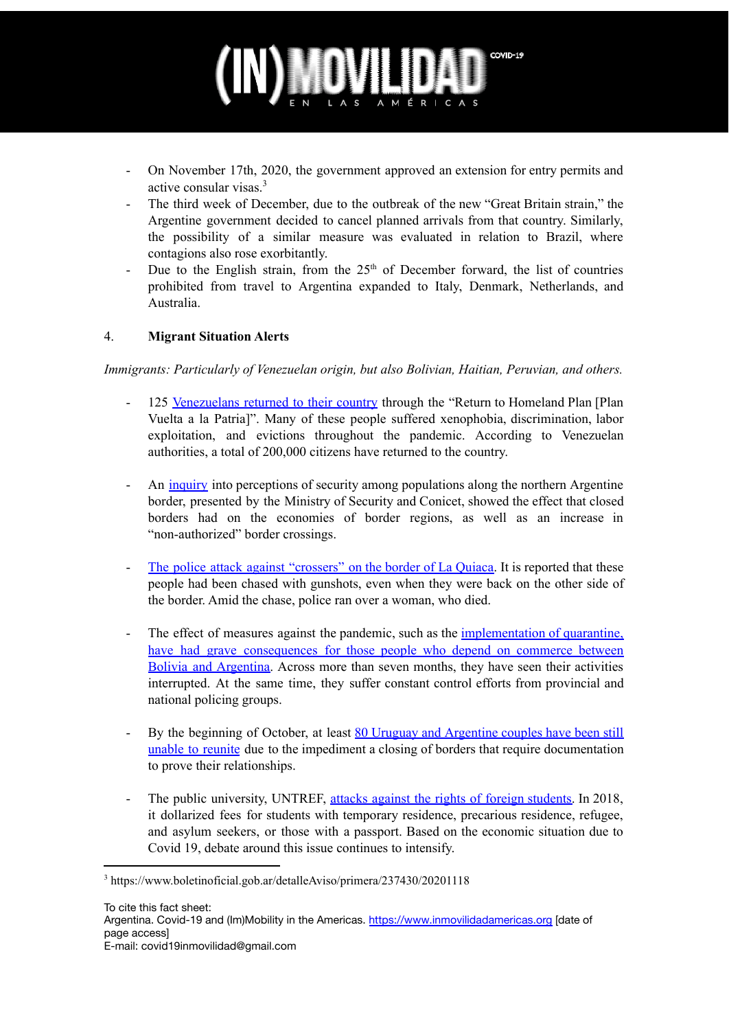- On November 17th, 2020, the government approved an extension for entry permits and active consular visas.[3]
- The third week of December, due to the outbreak of the new "Great Britain strain," the Argentine government decided to cancel planned arrivals from that country. Similarly, the possibility of a similar measure was evaluated in relation to Brazil, where contagions also rose exorbitantly.
- Due to the English strain, from the 25th of December forward, the list of countries prohibited from travel to Argentina expanded to Italy, Denmark, Netherlands, and Australia.

4. **Migrant Situation Alerts**

*Immigrants: Particularly of Venezuelan origin, but also Bolivian, Haitian, Peruvian, and others.*

- 125 Venezuelans returned to their country through the "Return to Homeland Plan [Plan Vuelta a la Patria]". Many of these people suffered xenophobia, discrimination, labor exploitation, and evictions throughout the pandemic. According to Venezuelan authorities, a total of 200,000 citizens have returned to the country.

- An inquiry into perceptions of security among populations along the northern Argentine border, presented by the Ministry of Security and Conicet, showed the effect that closed borders had on the economies of border regions, as well as an increase in "non-authorized" border crossings.

- The police attack against "crossers" on the border of La Quiaca. It is reported that these people had been chased with gunshots, even when they were back on the other side of the border. Amid the chase, police ran over a woman, who died.

- The effect of measures against the pandemic, such as the implementation of quarantine, have had grave consequences for those people who depend on commerce between Bolivia and Argentina. Across more than seven months, they have seen their activities interrupted. At the same time, they suffer constant control efforts from provincial and national policing groups.

- By the beginning of October, at least 80 Uruguay and Argentine couples have been still unable to reunite due to the impediment a closing of borders that require documentation to prove their relationships.

- The public university, UNTREF, attacks against the rights of foreign students. In 2018, it dollarized fees for students with temporary residence, precarious residence, refugee, and asylum seekers, or those with a passport. Based on the economic situation due to Covid 19, debate around this issue continues to intensify.

[3] https://www.boletinoficial.gob.ar/detalleAviso/primera/237430/20201118

To cite this fact sheet:
Argentina. Covid-19 and (Im)Mobility in the Americas. https://www.inmovilidadamericas.org [date of page access]
E-mail: covid19inmovilidad@gmail.com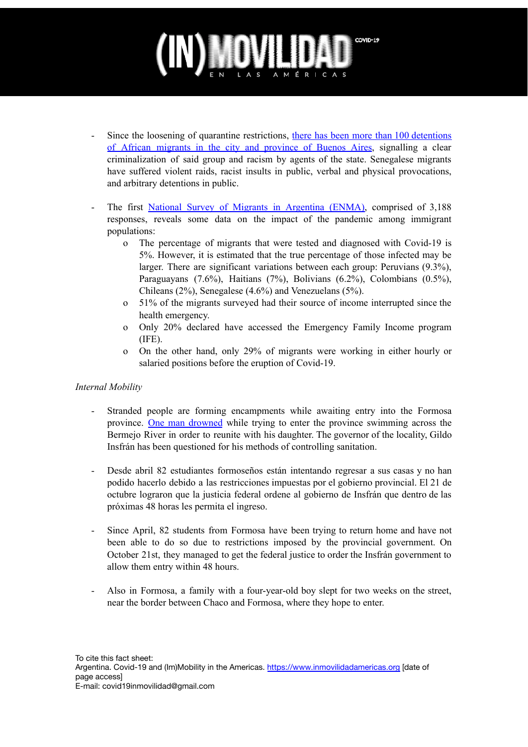- Since the loosening of quarantine restrictions, [there has been more than 100 detentions of African migrants in the city and province of Buenos Aires](), signalling a clear criminalization of said group and racism by agents of the state. Senegalese migrants have suffered violent raids, racist insults in public, verbal and physical provocations, and arbitrary detentions in public.

- The first [National Survey of Migrants in Argentina (ENMA)](), comprised of 3,188 responses, reveals some data on the impact of the pandemic among immigrant populations:
    - The percentage of migrants that were tested and diagnosed with Covid-19 is 5%. However, it is estimated that the true percentage of those infected may be larger. There are significant variations between each group: Peruvians (9.3%), Paraguayans (7.6%), Haitians (7%), Bolivians (6.2%), Colombians (0.5%), Chileans (2%), Senegalese (4.6%) and Venezuelans (5%).
    - 51% of the migrants surveyed had their source of income interrupted since the health emergency.
    - Only 20% declared have accessed the Emergency Family Income program (IFE).
    - On the other hand, only 29% of migrants were working in either hourly or salaried positions before the eruption of Covid-19.

*Internal Mobility*

- Stranded people are forming encampments while awaiting entry into the Formosa province. [One man drowned]() while trying to enter the province swimming across the Bermejo River in order to reunite with his daughter. The governor of the locality, Gildo Insfrán has been questioned for his methods of controlling sanitation.

- Desde abril 82 estudiantes formoseños están intentando regresar a sus casas y no han podido hacerlo debido a las restricciones impuestas por el gobierno provincial. El 21 de octubre lograron que la justicia federal ordene al gobierno de Insfrán que dentro de las próximas 48 horas les permita el ingreso.

- Since April, 82 students from Formosa have been trying to return home and have not been able to do so due to restrictions imposed by the provincial government. On October 21st, they managed to get the federal justice to order the Insfrán government to allow them entry within 48 hours.

- Also in Formosa, a family with a four-year-old boy slept for two weeks on the street, near the border between Chaco and Formosa, where they hope to enter.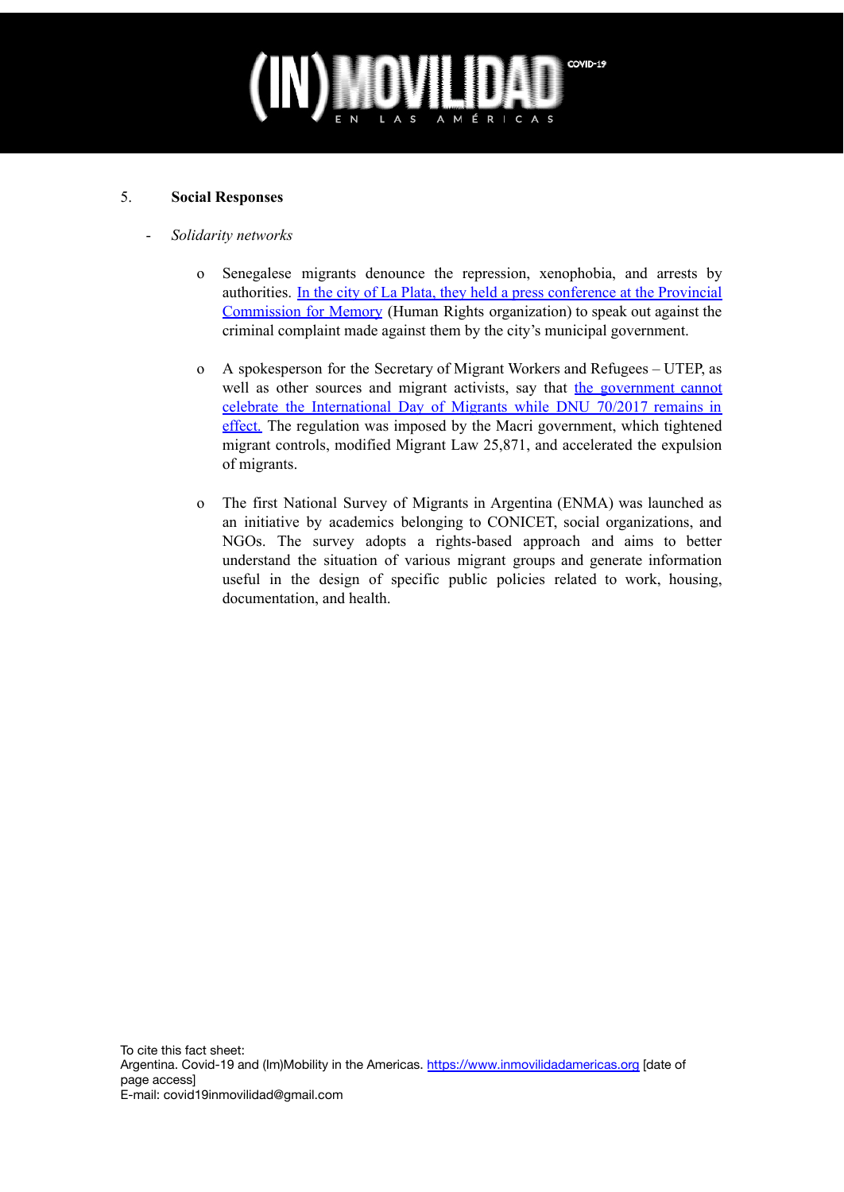## 5. Social Responses

- *Solidarity networks*

    - Senegalese migrants denounce the repression, xenophobia, and arrests by authorities. In the city of La Plata, they held a press conference at the Provincial Commission for Memory (Human Rights organization) to speak out against the criminal complaint made against them by the city's municipal government.

    - A spokesperson for the Secretary of Migrant Workers and Refugees – UTEP, as well as other sources and migrant activists, say that the government cannot celebrate the International Day of Migrants while DNU 70/2017 remains in effect. The regulation was imposed by the Macri government, which tightened migrant controls, modified Migrant Law 25,871, and accelerated the expulsion of migrants.

    - The first National Survey of Migrants in Argentina (ENMA) was launched as an initiative by academics belonging to CONICET, social organizations, and NGOs. The survey adopts a rights-based approach and aims to better understand the situation of various migrant groups and generate information useful in the design of specific public policies related to work, housing, documentation, and health.

To cite this fact sheet:
Argentina. Covid-19 and (Im)Mobility in the Americas. https://www.inmovilidadamericas.org [date of page access]
E-mail: covid19inmovilidad@gmail.com